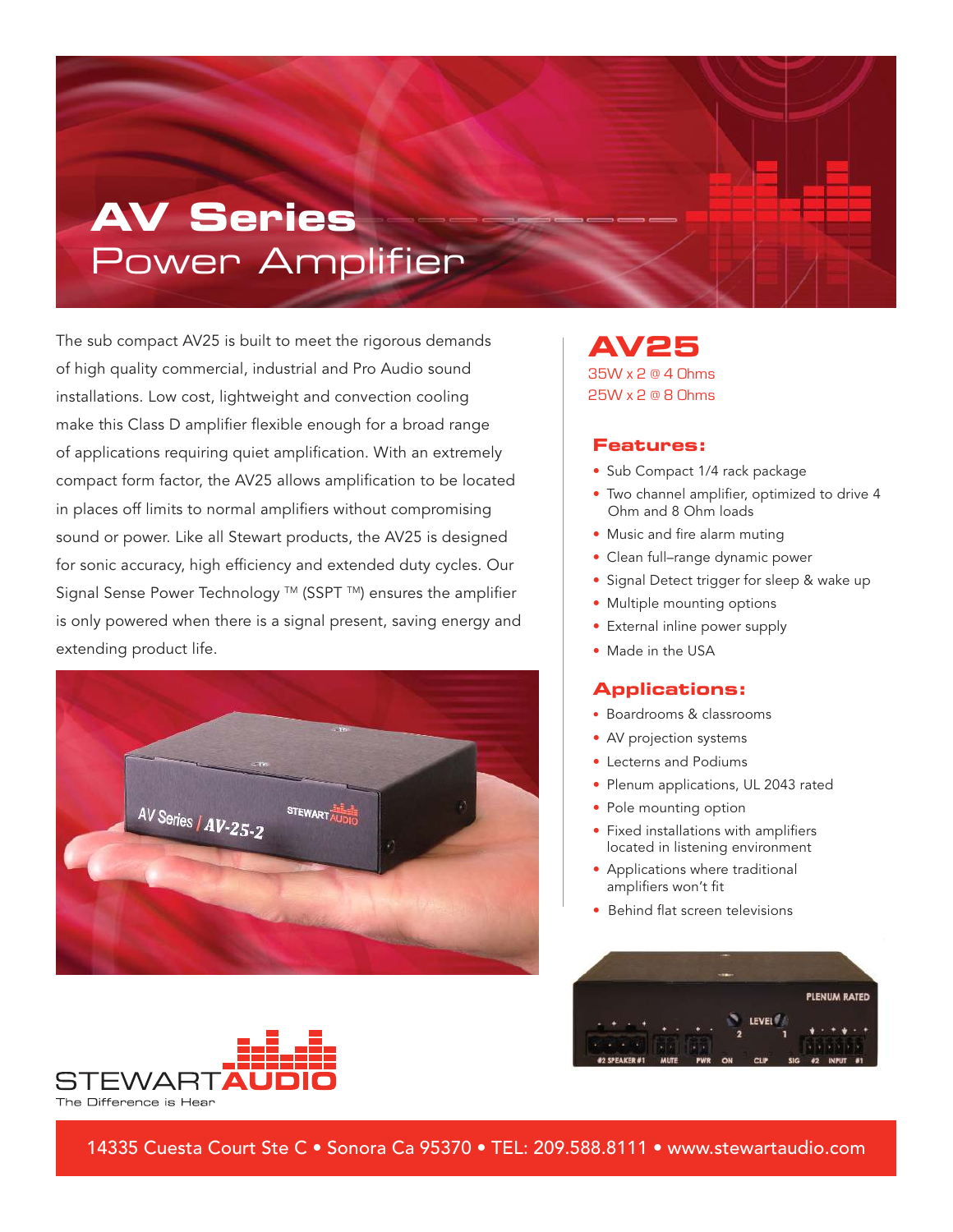# AV Series
## Power Amplifier

The sub compact AV25 is built to meet the rigorous demands of high quality commercial, industrial and Pro Audio sound installations. Low cost, lightweight and convection cooling make this Class D amplifier flexible enough for a broad range of applications requiring quiet amplification. With an extremely compact form factor, the AV25 allows amplification to be located in places off limits to normal amplifiers without compromising sound or power. Like all Stewart products, the AV25 is designed for sonic accuracy, high efficiency and extended duty cycles. Our Signal Sense Power Technology ™ (SSPT ™) ensures the amplifier is only powered when there is a signal present, saving energy and extending product life.

## AV25

35W x 2 @ 4 Ohms
25W x 2 @ 8 Ohms

### Features:

- Sub Compact 1/4 rack package
- Two channel amplifier, optimized to drive 4 Ohm and 8 Ohm loads
- Music and fire alarm muting
- Clean full–range dynamic power
- Signal Detect trigger for sleep & wake up
- Multiple mounting options
- External inline power supply
- Made in the USA

### Applications:

- Boardrooms & classrooms
- AV projection systems
- Lecterns and Podiums
- Plenum applications, UL 2043 rated
- Pole mounting option
- Fixed installations with amplifiers located in listening environment
- Applications where traditional amplifiers won't fit
- Behind flat screen televisions

STEWART AUDIO
The Difference is Hear

14335 Cuesta Court Ste C • Sonora Ca 95370 • TEL: 209.588.8111 • www.stewartaudio.com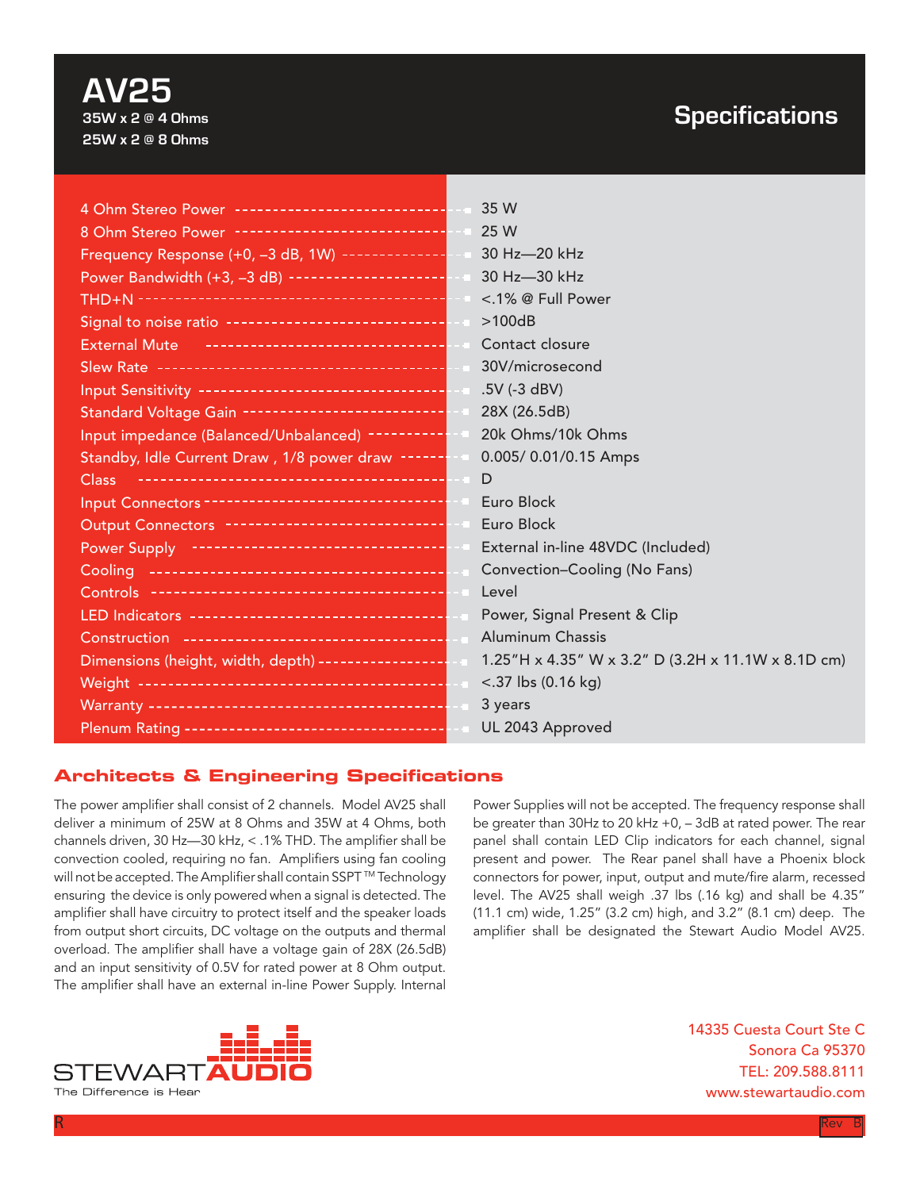# AV25

**35W x 2 @ 4 Ohms**
**25W x 2 @ 8 Ohms**

## Specifications

| | |
|---|---|
| 4 Ohm Stereo Power | 35 W |
| 8 Ohm Stereo Power | 25 W |
| Frequency Response (+0, –3 dB, 1W) | 30 Hz—20 kHz |
| Power Bandwidth (+3, –3 dB) | 30 Hz—30 kHz |
| THD+N | <.1% @ Full Power |
| Signal to noise ratio | >100dB |
| External Mute | Contact closure |
| Slew Rate | 30V/microsecond |
| Input Sensitivity | .5V (-3 dBV) |
| Standard Voltage Gain | 28X (26.5dB) |
| Input impedance (Balanced/Unbalanced) | 20k Ohms/10k Ohms |
| Standby, Idle Current Draw , 1/8 power draw | 0.005/ 0.01/0.15 Amps |
| Class | D |
| Input Connectors | Euro Block |
| Output Connectors | Euro Block |
| Power Supply | External in-line 48VDC (Included) |
| Cooling | Convection–Cooling (No Fans) |
| Controls | Level |
| LED Indicators | Power, Signal Present & Clip |
| Construction | Aluminum Chassis |
| Dimensions (height, width, depth) | 1.25"H x 4.35" W x 3.2" D (3.2H x 11.1W x 8.1D cm) |
| Weight | <.37 lbs (0.16 kg) |
| Warranty | 3 years |
| Plenum Rating | UL 2043 Approved |

## Architects & Engineering Specifications

The power amplifier shall consist of 2 channels. Model AV25 shall deliver a minimum of 25W at 8 Ohms and 35W at 4 Ohms, both channels driven, 30 Hz—30 kHz, < .1% THD. The amplifier shall be convection cooled, requiring no fan. Amplifiers using fan cooling will not be accepted. The Amplifier shall contain SSPT™ Technology ensuring the device is only powered when a signal is detected. The amplifier shall have circuitry to protect itself and the speaker loads from output short circuits, DC voltage on the outputs and thermal overload. The amplifier shall have a voltage gain of 28X (26.5dB) and an input sensitivity of 0.5V for rated power at 8 Ohm output. The amplifier shall have an external in-line Power Supply. Internal Power Supplies will not be accepted. The frequency response shall be greater than 30Hz to 20 kHz +0, – 3dB at rated power. The rear panel shall contain LED Clip indicators for each channel, signal present and power. The Rear panel shall have a Phoenix block connectors for power, input, output and mute/fire alarm, recessed level. The AV25 shall weigh .37 lbs (.16 kg) and shall be 4.35" (11.1 cm) wide, 1.25" (3.2 cm) high, and 3.2" (8.1 cm) deep. The amplifier shall be designated the Stewart Audio Model AV25.

STEWART AUDIO
The Difference is Hear

14335 Cuesta Court Ste C
Sonora Ca 95370
TEL: 209.588.8111
www.stewartaudio.com

Rev B